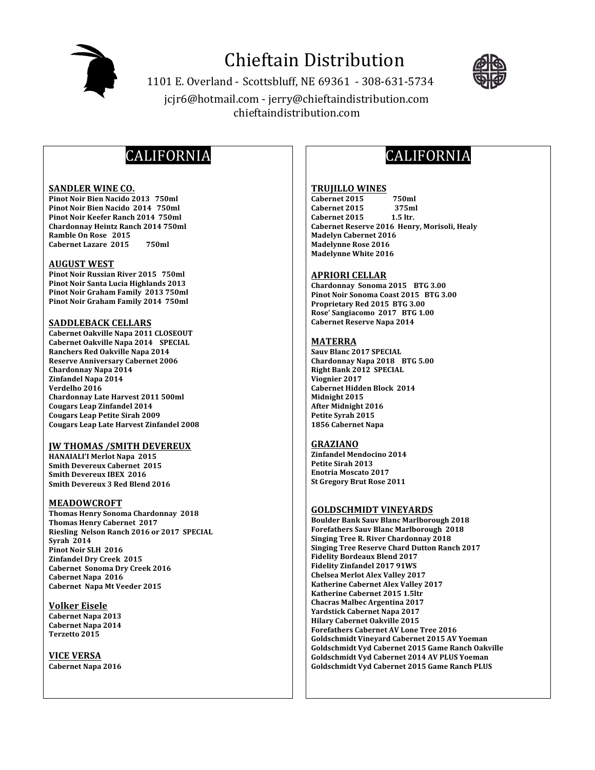# Chieftain Distribution

1101 E. Overland - Scottsbluff, NE 69361 - 308-631-5734

jcjr6@hotmail.com - jerry@chieftaindistribution.com

chieftaindistribution.com

## CALIFORNIA

### SANDLER WINE CO.

**Pinot Noir Bien Nacido 2013 750ml**
**Pinot Noir Bien Nacido 2014 750ml**
**Pinot Noir Keefer Ranch 2014 750ml**
**Chardonnay Heintz Ranch 2014 750ml**
**Ramble On Rose 2015**
**Cabernet Lazare 2015 750ml**

### AUGUST WEST

**Pinot Noir Russian River 2015 750ml**
**Pinot Noir Santa Lucia Highlands 2013**
**Pinot Noir Graham Family 2013 750ml**
**Pinot Noir Graham Family 2014 750ml**

### SADDLEBACK CELLARS

**Cabernet Oakville Napa 2011 CLOSEOUT**
**Cabernet Oakville Napa 2014 SPECIAL**
**Ranchers Red Oakville Napa 2014**
**Reserve Anniversary Cabernet 2006**
**Chardonnay Napa 2014**
**Zinfandel Napa 2014**
**Verdelho 2016**
**Chardonnay Late Harvest 2011 500ml**
**Cougars Leap Zinfandel 2014**
**Cougars Leap Petite Sirah 2009**
**Cougars Leap Late Harvest Zinfandel 2008**

### JW THOMAS /SMITH DEVEREUX

**HANAIALI'I Merlot Napa 2015**
**Smith Devereux Cabernet 2015**
**Smith Devereux IBEX 2016**
**Smith Devereux 3 Red Blend 2016**

### MEADOWCROFT

**Thomas Henry Sonoma Chardonnay 2018**
**Thomas Henry Cabernet 2017**
**Riesling Nelson Ranch 2016 or 2017 SPECIAL**
**Syrah 2014**
**Pinot Noir SLH 2016**
**Zinfandel Dry Creek 2015**
**Cabernet Sonoma Dry Creek 2016**
**Cabernet Napa 2016**
**Cabernet Napa Mt Veeder 2015**

### Volker Eisele

**Cabernet Napa 2013**
**Cabernet Napa 2014**
**Terzetto 2015**

### VICE VERSA

**Cabernet Napa 2016**

## CALIFORNIA

### TRUJILLO WINES

**Cabernet 2015 750ml**
**Cabernet 2015 375ml**
**Cabernet 2015 1.5 ltr.**
**Cabernet Reserve 2016 Henry, Morisoli, Healy**
**Madelyn Cabernet 2016**
**Madelynne Rose 2016**
**Madelynne White 2016**

### APRIORI CELLAR

**Chardonnay Sonoma 2015 BTG 3.00**
**Pinot Noir Sonoma Coast 2015 BTG 3.00**
**Proprietary Red 2015 BTG 3.00**
**Rose' Sangiacomo 2017 BTG 1.00**
**Cabernet Reserve Napa 2014**

### MATERRA

**Sauv Blanc 2017 SPECIAL**
**Chardonnay Napa 2018 BTG 5.00**
**Right Bank 2012 SPECIAL**
**Viognier 2017**
**Cabernet Hidden Block 2014**
**Midnight 2015**
**After Midnight 2016**
**Petite Syrah 2015**
**1856 Cabernet Napa**

### GRAZIANO

**Zinfandel Mendocino 2014**
**Petite Sirah 2013**
**Enotria Moscato 2017**
**St Gregory Brut Rose 2011**

### GOLDSCHMIDT VINEYARDS

**Boulder Bank Sauv Blanc Marlborough 2018**
**Forefathers Sauv Blanc Marlborough 2018**
**Singing Tree R. River Chardonnay 2018**
**Singing Tree Reserve Chard Dutton Ranch 2017**
**Fidelity Bordeaux Blend 2017**
**Fidelity Zinfandel 2017 91WS**
**Chelsea Merlot Alex Valley 2017**
**Katherine Cabernet Alex Valley 2017**
**Katherine Cabernet 2015 1.5ltr**
**Chacras Malbec Argentina 2017**
**Yardstick Cabernet Napa 2017**
**Hilary Cabernet Oakville 2015**
**Forefathers Cabernet AV Lone Tree 2016**
**Goldschmidt Vineyard Cabernet 2015 AV Yoeman**
**Goldschmidt Vyd Cabernet 2015 Game Ranch Oakville**
**Goldschmidt Vyd Cabernet 2014 AV PLUS Yoeman**
**Goldschmidt Vyd Cabernet 2015 Game Ranch PLUS**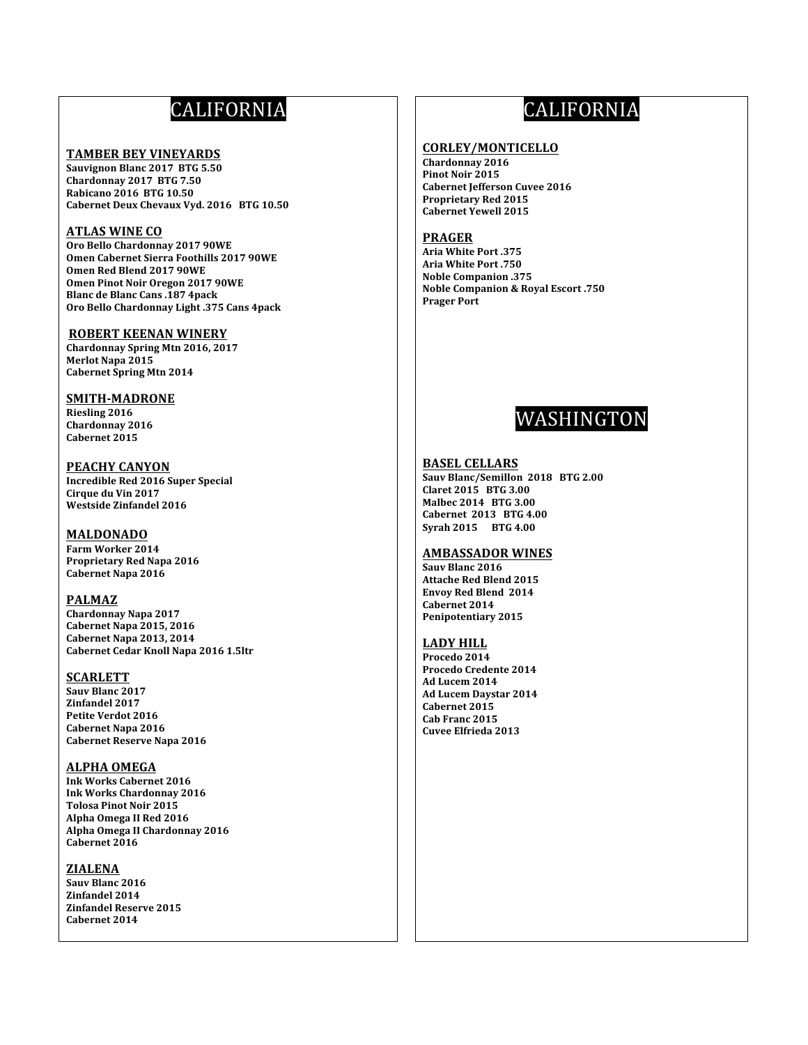## CALIFORNIA

### TAMBER BEY VINEYARDS

**Sauvignon Blanc 2017 BTG 5.50**
**Chardonnay 2017 BTG 7.50**
**Rabicano 2016 BTG 10.50**
**Cabernet Deux Chevaux Vyd. 2016 BTG 10.50**

### ATLAS WINE CO

**Oro Bello Chardonnay 2017 90WE**
**Omen Cabernet Sierra Foothills 2017 90WE**
**Omen Red Blend 2017 90WE**
**Omen Pinot Noir Oregon 2017 90WE**
**Blanc de Blanc Cans .187 4pack**
**Oro Bello Chardonnay Light .375 Cans 4pack**

### ROBERT KEENAN WINERY

**Chardonnay Spring Mtn 2016, 2017**
**Merlot Napa 2015**
**Cabernet Spring Mtn 2014**

### SMITH-MADRONE

**Riesling 2016**
**Chardonnay 2016**
**Cabernet 2015**

### PEACHY CANYON

**Incredible Red 2016 Super Special**
**Cirque du Vin 2017**
**Westside Zinfandel 2016**

### MALDONADO

**Farm Worker 2014**
**Proprietary Red Napa 2016**
**Cabernet Napa 2016**

### PALMAZ

**Chardonnay Napa 2017**
**Cabernet Napa 2015, 2016**
**Cabernet Napa 2013, 2014**
**Cabernet Cedar Knoll Napa 2016 1.5ltr**

### SCARLETT

**Sauv Blanc 2017**
**Zinfandel 2017**
**Petite Verdot 2016**
**Cabernet Napa 2016**
**Cabernet Reserve Napa 2016**

### ALPHA OMEGA

**Ink Works Cabernet 2016**
**Ink Works Chardonnay 2016**
**Tolosa Pinot Noir 2015**
**Alpha Omega II Red 2016**
**Alpha Omega II Chardonnay 2016**
**Cabernet 2016**

### ZIALENA

**Sauv Blanc 2016**
**Zinfandel 2014**
**Zinfandel Reserve 2015**
**Cabernet 2014**

## CALIFORNIA

### CORLEY/MONTICELLO

**Chardonnay 2016**
**Pinot Noir 2015**
**Cabernet Jefferson Cuvee 2016**
**Proprietary Red 2015**
**Cabernet Yewell 2015**

### PRAGER

**Aria White Port .375**
**Aria White Port .750**
**Noble Companion .375**
**Noble Companion & Royal Escort .750**
**Prager Port**

## WASHINGTON

### BASEL CELLARS

**Sauv Blanc/Semillon 2018 BTG 2.00**
**Claret 2015 BTG 3.00**
**Malbec 2014 BTG 3.00**
**Cabernet 2013 BTG 4.00**
**Syrah 2015 BTG 4.00**

### AMBASSADOR WINES

**Sauv Blanc 2016**
**Attache Red Blend 2015**
**Envoy Red Blend 2014**
**Cabernet 2014**
**Penipotentiary 2015**

### LADY HILL

**Procedo 2014**
**Procedo Credente 2014**
**Ad Lucem 2014**
**Ad Lucem Daystar 2014**
**Cabernet 2015**
**Cab Franc 2015**
**Cuvee Elfrieda 2013**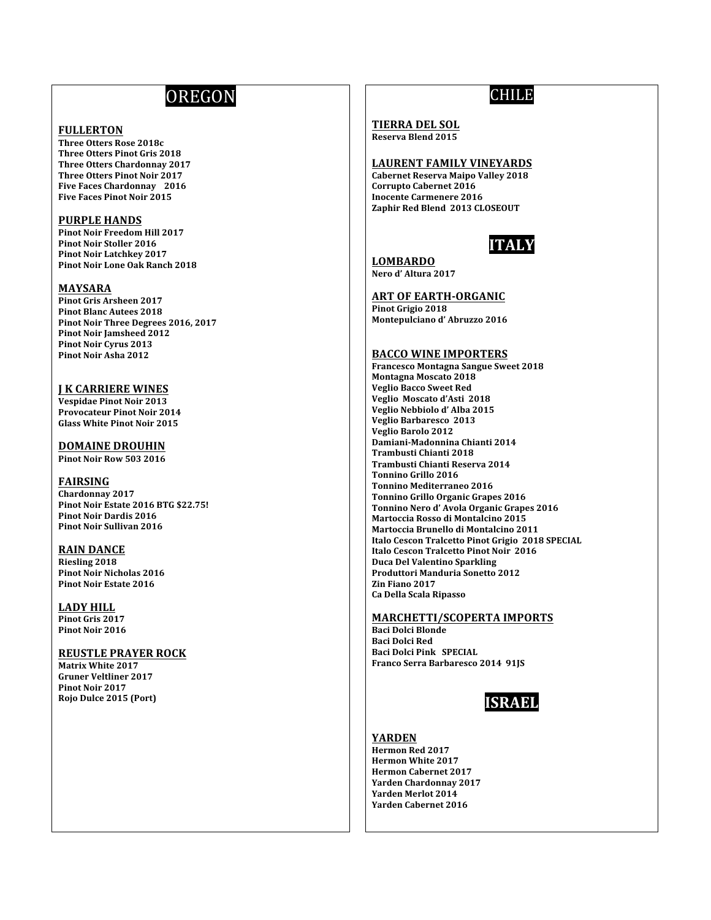# OREGON

### FULLERTON

**Three Otters Rose 2018c**
**Three Otters Pinot Gris 2018**
**Three Otters Chardonnay 2017**
**Three Otters Pinot Noir 2017**
**Five Faces Chardonnay 2016**
**Five Faces Pinot Noir 2015**

### PURPLE HANDS

**Pinot Noir Freedom Hill 2017**
**Pinot Noir Stoller 2016**
**Pinot Noir Latchkey 2017**
**Pinot Noir Lone Oak Ranch 2018**

### MAYSARA

**Pinot Gris Arsheen 2017**
**Pinot Blanc Autees 2018**
**Pinot Noir Three Degrees 2016, 2017**
**Pinot Noir Jamsheed 2012**
**Pinot Noir Cyrus 2013**
**Pinot Noir Asha 2012**

### J K CARRIERE WINES

**Vespidae Pinot Noir 2013**
**Provocateur Pinot Noir 2014**
**Glass White Pinot Noir 2015**

### DOMAINE DROUHIN

**Pinot Noir Row 503 2016**

### FAIRSING

**Chardonnay 2017**
**Pinot Noir Estate 2016 BTG $22.75!**
**Pinot Noir Dardis 2016**
**Pinot Noir Sullivan 2016**

### RAIN DANCE

**Riesling 2018**
**Pinot Noir Nicholas 2016**
**Pinot Noir Estate 2016**

### LADY HILL

**Pinot Gris 2017**
**Pinot Noir 2016**

### REUSTLE PRAYER ROCK

**Matrix White 2017**
**Gruner Veltliner 2017**
**Pinot Noir 2017**
**Rojo Dulce 2015 (Port)**

# CHILE

### TIERRA DEL SOL

**Reserva Blend 2015**

### LAURENT FAMILY VINEYARDS

**Cabernet Reserva Maipo Valley 2018**
**Corrupto Cabernet 2016**
**Inocente Carmenere 2016**
**Zaphir Red Blend 2013 CLOSEOUT**

# ITALY

### LOMBARDO

**Nero d' Altura 2017**

### ART OF EARTH-ORGANIC

**Pinot Grigio 2018**
**Montepulciano d' Abruzzo 2016**

### BACCO WINE IMPORTERS

**Francesco Montagna Sangue Sweet 2018**
**Montagna Moscato 2018**
**Veglio Bacco Sweet Red**
**Veglio Moscato d'Asti 2018**
**Veglio Nebbiolo d' Alba 2015**
**Veglio Barbaresco 2013**
**Veglio Barolo 2012**
**Damiani-Madonnina Chianti 2014**
**Trambusti Chianti 2018**
**Trambusti Chianti Reserva 2014**
**Tonnino Grillo 2016**
**Tonnino Mediterraneo 2016**
**Tonnino Grillo Organic Grapes 2016**
**Tonnino Nero d' Avola Organic Grapes 2016**
**Martoccia Rosso di Montalcino 2015**
**Martoccia Brunello di Montalcino 2011**
**Italo Cescon Tralcetto Pinot Grigio 2018 SPECIAL**
**Italo Cescon Tralcetto Pinot Noir 2016**
**Duca Del Valentino Sparkling**
**Produttori Manduria Sonetto 2012**
**Zin Fiano 2017**
**Ca Della Scala Ripasso**

### MARCHETTI/SCOPERTA IMPORTS

**Baci Dolci Blonde**
**Baci Dolci Red**
**Baci Dolci Pink SPECIAL**
**Franco Serra Barbaresco 2014 91JS**

# ISRAEL

### YARDEN

**Hermon Red 2017**
**Hermon White 2017**
**Hermon Cabernet 2017**
**Yarden Chardonnay 2017**
**Yarden Merlot 2014**
**Yarden Cabernet 2016**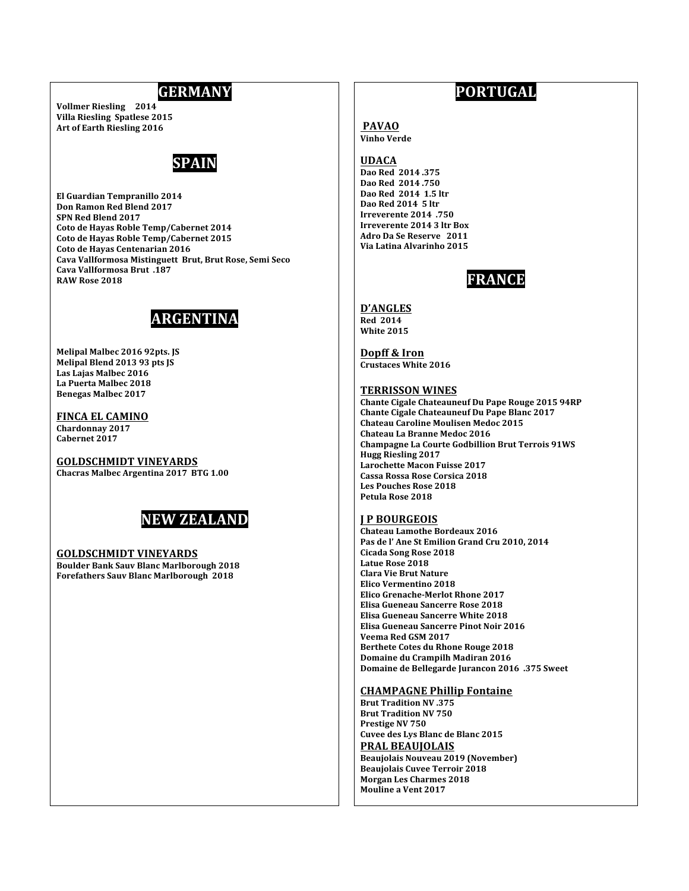## GERMANY

**Vollmer Riesling 2014**
**Villa Riesling Spatlese 2015**
**Art of Earth Riesling 2016**

## SPAIN

**El Guardian Tempranillo 2014**
**Don Ramon Red Blend 2017**
**SPN Red Blend 2017**
**Coto de Hayas Roble Temp/Cabernet 2014**
**Coto de Hayas Roble Temp/Cabernet 2015**
**Coto de Hayas Centenarian 2016**
**Cava Vallformosa Mistinguett Brut, Brut Rose, Semi Seco**
**Cava Vallformosa Brut .187**
**RAW Rose 2018**

## ARGENTINA

**Melipal Malbec 2016 92pts. JS**
**Melipal Blend 2013 93 pts JS**
**Las Lajas Malbec 2016**
**La Puerta Malbec 2018**
**Benegas Malbec 2017**

### FINCA EL CAMINO

**Chardonnay 2017**
**Cabernet 2017**

### GOLDSCHMIDT VINEYARDS

**Chacras Malbec Argentina 2017 BTG 1.00**

## NEW ZEALAND

### GOLDSCHMIDT VINEYARDS

**Boulder Bank Sauv Blanc Marlborough 2018**
**Forefathers Sauv Blanc Marlborough 2018**

## PORTUGAL

### PAVAO

**Vinho Verde**

### UDACA

**Dao Red 2014 .375**
**Dao Red 2014 .750**
**Dao Red 2014 1.5 ltr**
**Dao Red 2014 5 ltr**
**Irreverente 2014 .750**
**Irreverente 2014 3 ltr Box**
**Adro Da Se Reserve 2011**
**Via Latina Alvarinho 2015**

## FRANCE

### D'ANGLES

**Red 2014**
**White 2015**

### Dopff & Iron

**Crustaces White 2016**

### TERRISSON WINES

**Chante Cigale Chateauneuf Du Pape Rouge 2015 94RP**
**Chante Cigale Chateauneuf Du Pape Blanc 2017**
**Chateau Caroline Moulisen Medoc 2015**
**Chateau La Branne Medoc 2016**
**Champagne La Courte Godbillion Brut Terrois 91WS**
**Hugg Riesling 2017**
**Larochette Macon Fuisse 2017**
**Cassa Rossa Rose Corsica 2018**
**Les Pouches Rose 2018**
**Petula Rose 2018**

### J P BOURGEOIS

**Chateau Lamothe Bordeaux 2016**
**Pas de l' Ane St Emilion Grand Cru 2010, 2014**
**Cicada Song Rose 2018**
**Latue Rose 2018**
**Clara Vie Brut Nature**
**Elico Vermentino 2018**
**Elico Grenache-Merlot Rhone 2017**
**Elisa Gueneau Sancerre Rose 2018**
**Elisa Gueneau Sancerre White 2018**
**Elisa Gueneau Sancerre Pinot Noir 2016**
**Veema Red GSM 2017**
**Berthete Cotes du Rhone Rouge 2018**
**Domaine du Crampilh Madiran 2016**
**Domaine de Bellegarde Jurancon 2016 .375 Sweet**

### CHAMPAGNE Phillip Fontaine

**Brut Tradition NV .375**
**Brut Tradition NV 750**
**Prestige NV 750**
**Cuvee des Lys Blanc de Blanc 2015**

### PRAL BEAUJOLAIS

**Beaujolais Nouveau 2019 (November)**
**Beaujolais Cuvee Terroir 2018**
**Morgan Les Charmes 2018**
**Mouline a Vent 2017**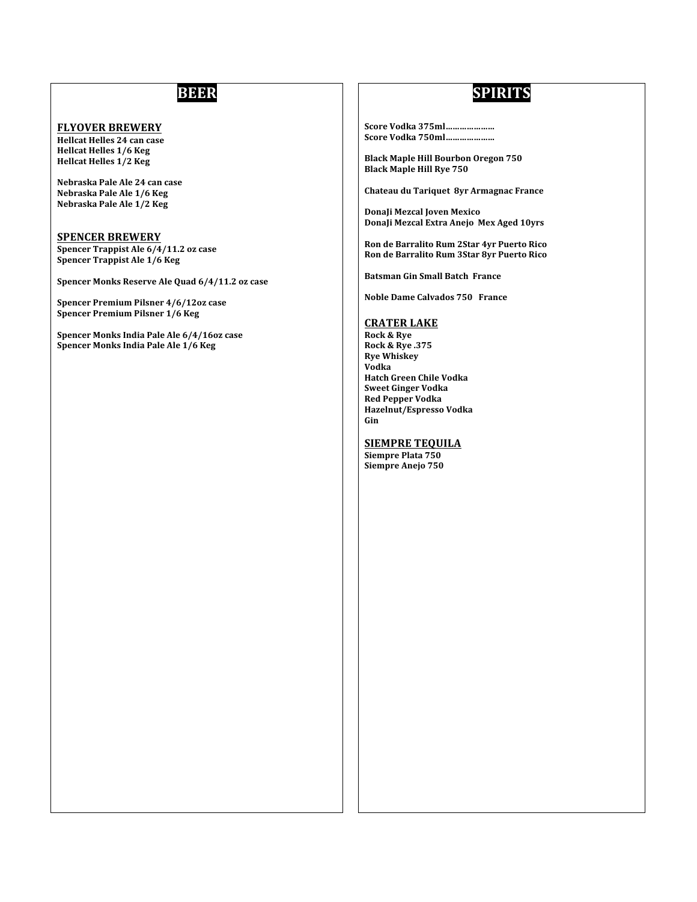# BEER

## FLYOVER BREWERY

**Hellcat Helles 24 can case**
**Hellcat Helles 1/6 Keg**
**Hellcat Helles 1/2 Keg**

**Nebraska Pale Ale 24 can case**
**Nebraska Pale Ale 1/6 Keg**
**Nebraska Pale Ale 1/2 Keg**

## SPENCER BREWERY

**Spencer Trappist Ale 6/4/11.2 oz case**
**Spencer Trappist Ale 1/6 Keg**

**Spencer Monks Reserve Ale Quad 6/4/11.2 oz case**

**Spencer Premium Pilsner 4/6/12oz case**
**Spencer Premium Pilsner 1/6 Keg**

**Spencer Monks India Pale Ale 6/4/16oz case**
**Spencer Monks India Pale Ale 1/6 Keg**

# SPIRITS

**Score Vodka 375ml…………………**
**Score Vodka 750ml…………………**

**Black Maple Hill Bourbon Oregon 750**
**Black Maple Hill Rye 750**

**Chateau du Tariquet 8yr Armagnac France**

**DonaJi Mezcal Joven Mexico**
**DonaJi Mezcal Extra Anejo Mex Aged 10yrs**

**Ron de Barralito Rum 2Star 4yr Puerto Rico**
**Ron de Barralito Rum 3Star 8yr Puerto Rico**

**Batsman Gin Small Batch France**

**Noble Dame Calvados 750 France**

## CRATER LAKE

**Rock & Rye**
**Rock & Rye .375**
**Rye Whiskey**
**Vodka**
**Hatch Green Chile Vodka**
**Sweet Ginger Vodka**
**Red Pepper Vodka**
**Hazelnut/Espresso Vodka**
**Gin**

## SIEMPRE TEQUILA

**Siempre Plata 750**
**Siempre Anejo 750**